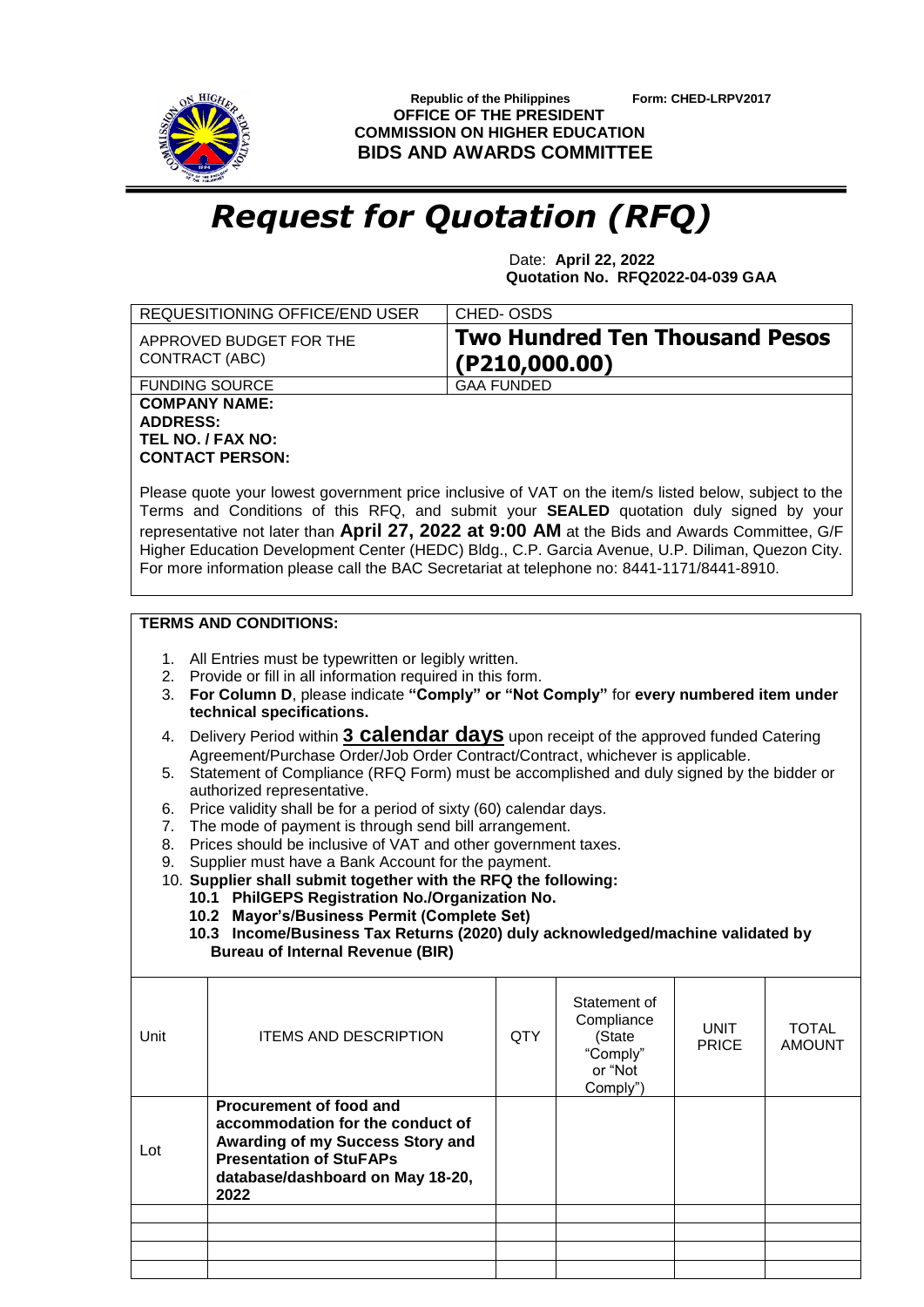Republic of the Philippines Form: CHED-LRPV2017
**OFFICE OF THE PRESIDENT**
**COMMISSION ON HIGHER EDUCATION**
**BIDS AND AWARDS COMMITTEE**

# *Request for Quotation (RFQ)*

Date: **April 22, 2022**
**Quotation No. RFQ2022-04-039 GAA**

| | |
|---|---|
| REQUESITIONING OFFICE/END USER | CHED- OSDS |
| APPROVED BUDGET FOR THE CONTRACT (ABC) | **Two Hundred Ten Thousand Pesos (P210,000.00)** |
| FUNDING SOURCE | GAA FUNDED |

**COMPANY NAME:**
**ADDRESS:**
**TEL NO. / FAX NO:**
**CONTACT PERSON:**

Please quote your lowest government price inclusive of VAT on the item/s listed below, subject to the Terms and Conditions of this RFQ, and submit your **SEALED** quotation duly signed by your representative not later than **April 27, 2022 at 9:00 AM** at the Bids and Awards Committee, G/F Higher Education Development Center (HEDC) Bldg., C.P. Garcia Avenue, U.P. Diliman, Quezon City. For more information please call the BAC Secretariat at telephone no: 8441-1171/8441-8910.

**TERMS AND CONDITIONS:**

1. All Entries must be typewritten or legibly written.
2. Provide or fill in all information required in this form.
3. **For Column D**, please indicate **"Comply" or "Not Comply"** for **every numbered item under technical specifications.**
4. Delivery Period within **3 calendar days** upon receipt of the approved funded Catering Agreement/Purchase Order/Job Order Contract/Contract, whichever is applicable.
5. Statement of Compliance (RFQ Form) must be accomplished and duly signed by the bidder or authorized representative.
6. Price validity shall be for a period of sixty (60) calendar days.
7. The mode of payment is through send bill arrangement.
8. Prices should be inclusive of VAT and other government taxes.
9. Supplier must have a Bank Account for the payment.
10. **Supplier shall submit together with the RFQ the following:**
    - **10.1 PhilGEPS Registration No./Organization No.**
    - **10.2 Mayor's/Business Permit (Complete Set)**
    - **10.3 Income/Business Tax Returns (2020) duly acknowledged/machine validated by Bureau of Internal Revenue (BIR)**

| Unit | ITEMS AND DESCRIPTION | QTY | Statement of Compliance (State "Comply" or "Not Comply") | UNIT PRICE | TOTAL AMOUNT |
|---|---|---|---|---|---|
| Lot | **Procurement of food and accommodation for the conduct of Awarding of my Success Story and Presentation of StuFAPs database/dashboard on May 18-20, 2022** | | | | |
| | | | | | |
| | | | | | |
| | | | | | |
| | | | | | |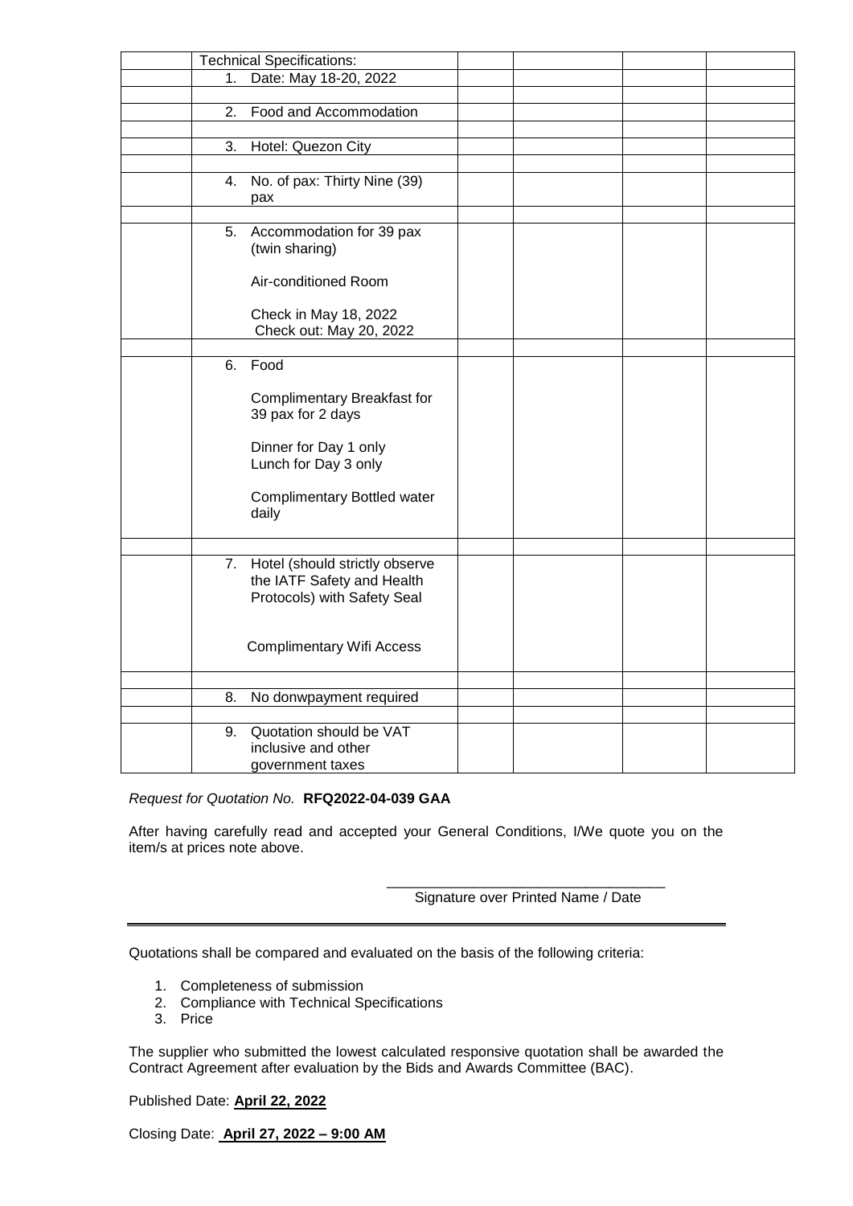| | | | | | |
|---|---|---|---|---|---|
| | Technical Specifications: | | | | |
| | 1. Date: May 18-20, 2022 | | | | |
| | | | | | |
| | 2. Food and Accommodation | | | | |
| | | | | | |
| | 3. Hotel: Quezon City | | | | |
| | | | | | |
| | 4. No. of pax: Thirty Nine (39) pax | | | | |
| | | | | | |
| | 5. Accommodation for 39 pax (twin sharing)<br><br>Air-conditioned Room<br><br>Check in May 18, 2022<br>Check out: May 20, 2022 | | | | |
| | | | | | |
| | 6. Food<br><br>Complimentary Breakfast for 39 pax for 2 days<br><br>Dinner for Day 1 only<br>Lunch for Day 3 only<br><br>Complimentary Bottled water daily | | | | |
| | | | | | |
| | 7. Hotel (should strictly observe the IATF Safety and Health Protocols) with Safety Seal<br><br>Complimentary Wifi Access | | | | |
| | | | | | |
| | 8. No donwpayment required | | | | |
| | | | | | |
| | 9. Quotation should be VAT inclusive and other government taxes | | | | |

*Request for Quotation No.* **RFQ2022-04-039 GAA**

After having carefully read and accepted your General Conditions, I/We quote you on the item/s at prices note above.

\_\_\_\_\_\_\_\_\_\_\_\_\_\_\_\_\_\_\_\_\_\_\_\_\_\_\_\_\_\_\_\_\_\_\_\_
Signature over Printed Name / Date

---

Quotations shall be compared and evaluated on the basis of the following criteria:

1. Completeness of submission
2. Compliance with Technical Specifications
3. Price

The supplier who submitted the lowest calculated responsive quotation shall be awarded the Contract Agreement after evaluation by the Bids and Awards Committee (BAC).

Published Date: **April 22, 2022**

Closing Date: **April 27, 2022 – 9:00 AM**